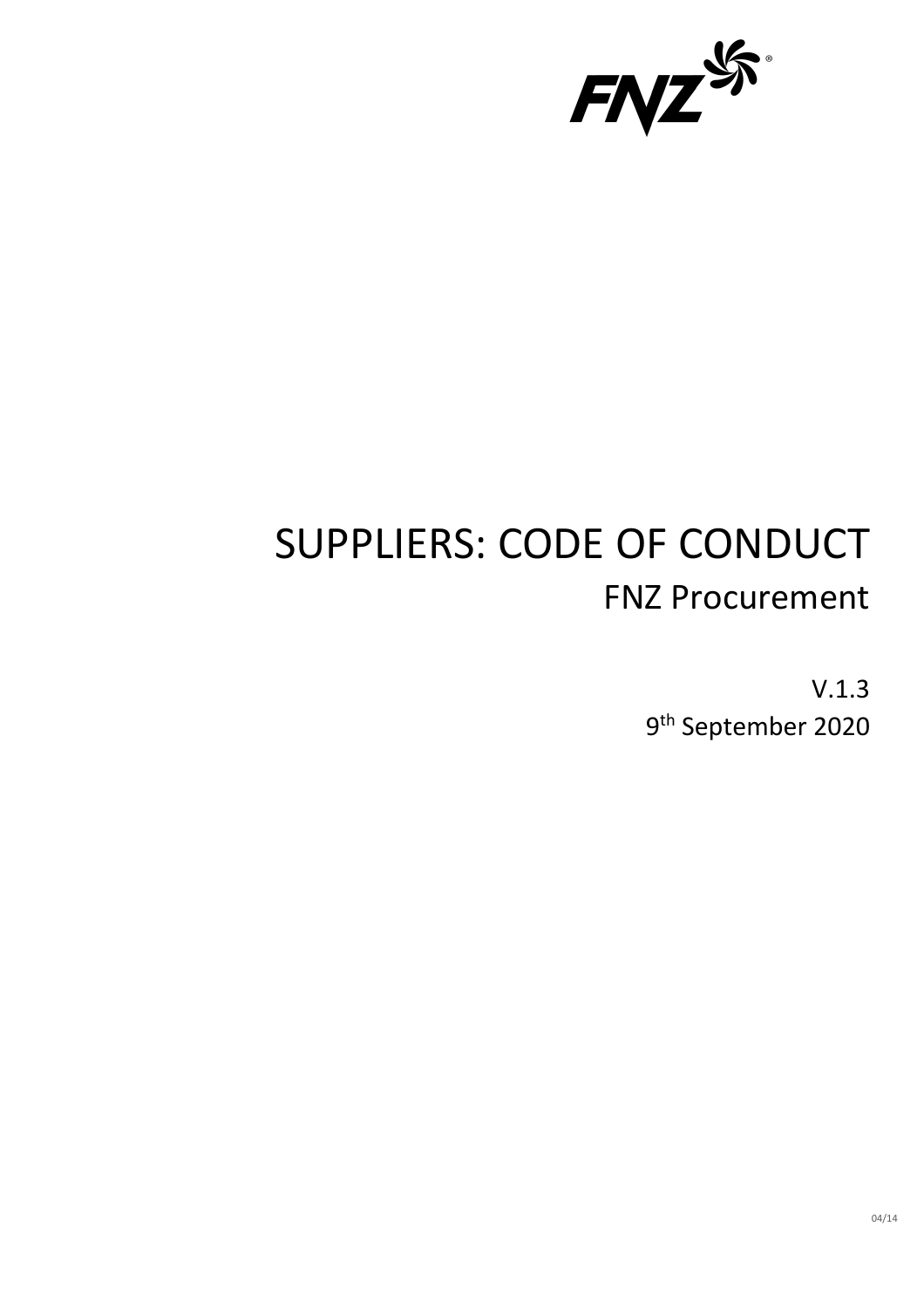# SUPPLIERS: CODE OF CONDUCT

## FNZ Procurement

V.1.3

9th September 2020

04/14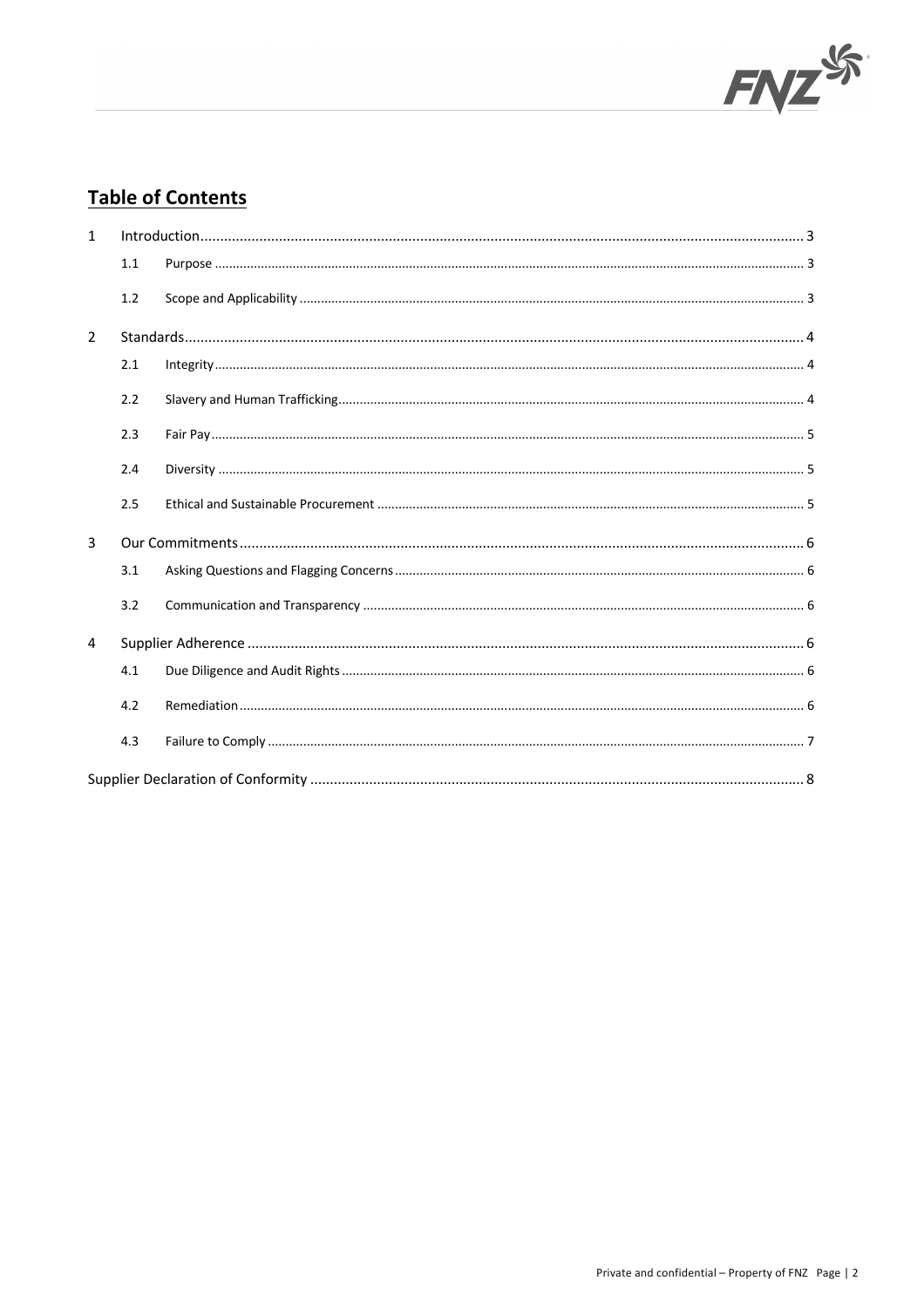## Table of Contents

1 Introduction ... 3
- 1.1 Purpose ... 3
- 1.2 Scope and Applicability ... 3

2 Standards ... 4
- 2.1 Integrity ... 4
- 2.2 Slavery and Human Trafficking ... 4
- 2.3 Fair Pay ... 5
- 2.4 Diversity ... 5
- 2.5 Ethical and Sustainable Procurement ... 5

3 Our Commitments ... 6
- 3.1 Asking Questions and Flagging Concerns ... 6
- 3.2 Communication and Transparency ... 6

4 Supplier Adherence ... 6
- 4.1 Due Diligence and Audit Rights ... 6
- 4.2 Remediation ... 6
- 4.3 Failure to Comply ... 7

Supplier Declaration of Conformity ... 8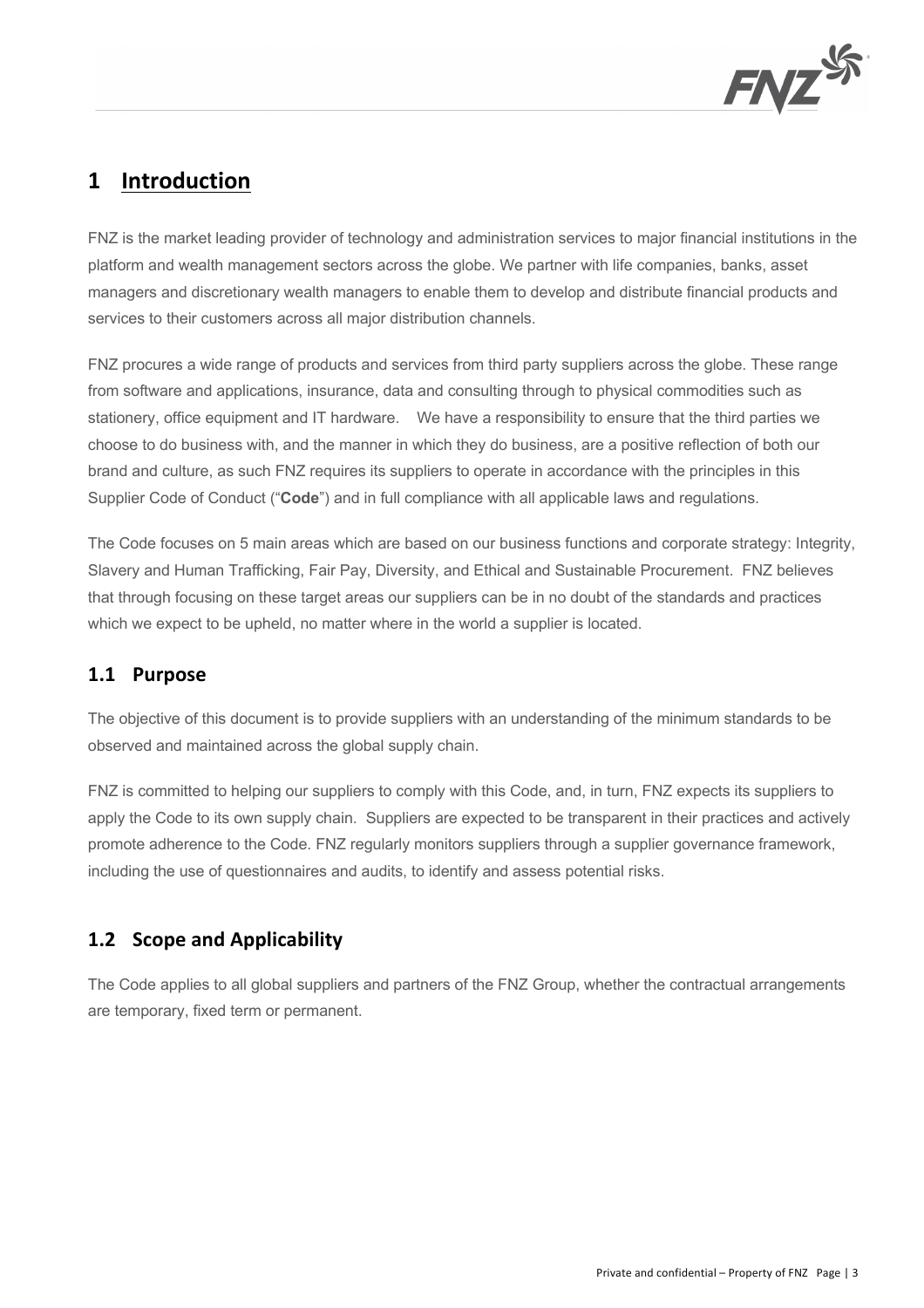# 1 Introduction

FNZ is the market leading provider of technology and administration services to major financial institutions in the platform and wealth management sectors across the globe. We partner with life companies, banks, asset managers and discretionary wealth managers to enable them to develop and distribute financial products and services to their customers across all major distribution channels.

FNZ procures a wide range of products and services from third party suppliers across the globe. These range from software and applications, insurance, data and consulting through to physical commodities such as stationery, office equipment and IT hardware. We have a responsibility to ensure that the third parties we choose to do business with, and the manner in which they do business, are a positive reflection of both our brand and culture, as such FNZ requires its suppliers to operate in accordance with the principles in this Supplier Code of Conduct ("**Code**") and in full compliance with all applicable laws and regulations.

The Code focuses on 5 main areas which are based on our business functions and corporate strategy: Integrity, Slavery and Human Trafficking, Fair Pay, Diversity, and Ethical and Sustainable Procurement. FNZ believes that through focusing on these target areas our suppliers can be in no doubt of the standards and practices which we expect to be upheld, no matter where in the world a supplier is located.

## 1.1 Purpose

The objective of this document is to provide suppliers with an understanding of the minimum standards to be observed and maintained across the global supply chain.

FNZ is committed to helping our suppliers to comply with this Code, and, in turn, FNZ expects its suppliers to apply the Code to its own supply chain. Suppliers are expected to be transparent in their practices and actively promote adherence to the Code. FNZ regularly monitors suppliers through a supplier governance framework, including the use of questionnaires and audits, to identify and assess potential risks.

## 1.2 Scope and Applicability

The Code applies to all global suppliers and partners of the FNZ Group, whether the contractual arrangements are temporary, fixed term or permanent.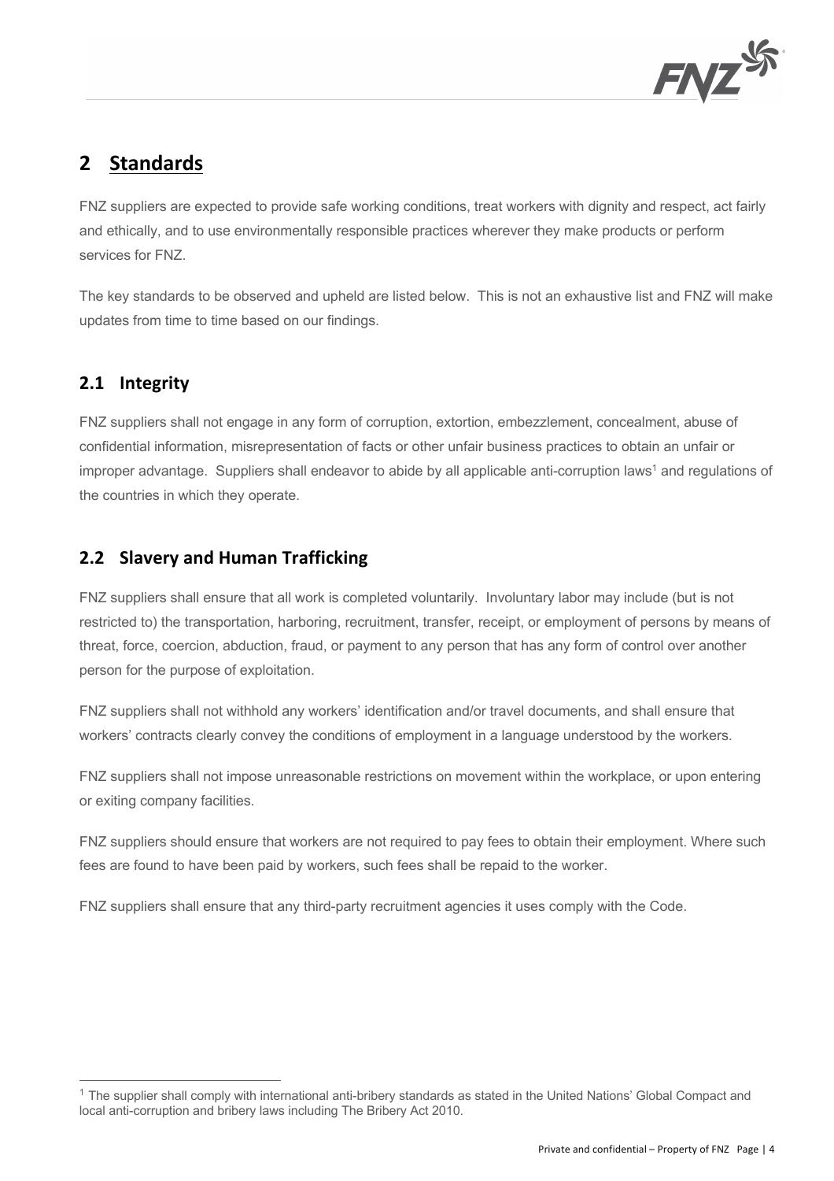# 2 Standards

FNZ suppliers are expected to provide safe working conditions, treat workers with dignity and respect, act fairly and ethically, and to use environmentally responsible practices wherever they make products or perform services for FNZ.

The key standards to be observed and upheld are listed below. This is not an exhaustive list and FNZ will make updates from time to time based on our findings.

## 2.1 Integrity

FNZ suppliers shall not engage in any form of corruption, extortion, embezzlement, concealment, abuse of confidential information, misrepresentation of facts or other unfair business practices to obtain an unfair or improper advantage. Suppliers shall endeavor to abide by all applicable anti-corruption laws[1] and regulations of the countries in which they operate.

## 2.2 Slavery and Human Trafficking

FNZ suppliers shall ensure that all work is completed voluntarily. Involuntary labor may include (but is not restricted to) the transportation, harboring, recruitment, transfer, receipt, or employment of persons by means of threat, force, coercion, abduction, fraud, or payment to any person that has any form of control over another person for the purpose of exploitation.

FNZ suppliers shall not withhold any workers' identification and/or travel documents, and shall ensure that workers' contracts clearly convey the conditions of employment in a language understood by the workers.

FNZ suppliers shall not impose unreasonable restrictions on movement within the workplace, or upon entering or exiting company facilities.

FNZ suppliers should ensure that workers are not required to pay fees to obtain their employment. Where such fees are found to have been paid by workers, such fees shall be repaid to the worker.

FNZ suppliers shall ensure that any third-party recruitment agencies it uses comply with the Code.

[1] The supplier shall comply with international anti-bribery standards as stated in the United Nations' Global Compact and local anti-corruption and bribery laws including The Bribery Act 2010.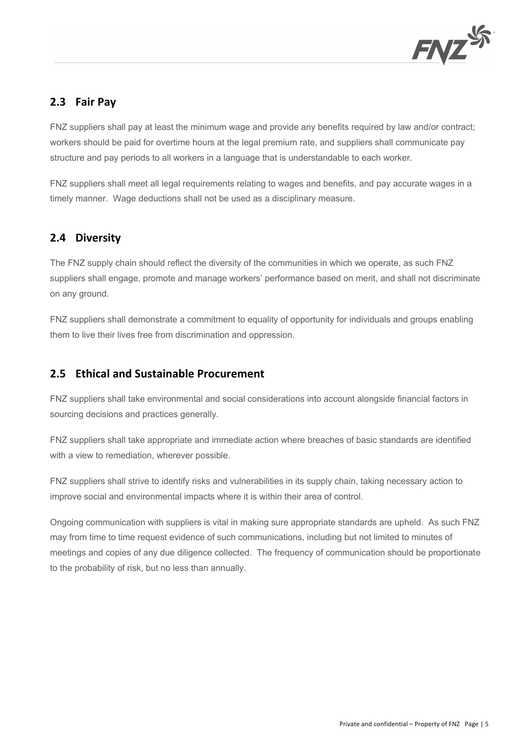## 2.3 Fair Pay

FNZ suppliers shall pay at least the minimum wage and provide any benefits required by law and/or contract; workers should be paid for overtime hours at the legal premium rate, and suppliers shall communicate pay structure and pay periods to all workers in a language that is understandable to each worker.

FNZ suppliers shall meet all legal requirements relating to wages and benefits, and pay accurate wages in a timely manner. Wage deductions shall not be used as a disciplinary measure.

## 2.4 Diversity

The FNZ supply chain should reflect the diversity of the communities in which we operate, as such FNZ suppliers shall engage, promote and manage workers' performance based on merit, and shall not discriminate on any ground.

FNZ suppliers shall demonstrate a commitment to equality of opportunity for individuals and groups enabling them to live their lives free from discrimination and oppression.

## 2.5 Ethical and Sustainable Procurement

FNZ suppliers shall take environmental and social considerations into account alongside financial factors in sourcing decisions and practices generally.

FNZ suppliers shall take appropriate and immediate action where breaches of basic standards are identified with a view to remediation, wherever possible.

FNZ suppliers shall strive to identify risks and vulnerabilities in its supply chain, taking necessary action to improve social and environmental impacts where it is within their area of control.

Ongoing communication with suppliers is vital in making sure appropriate standards are upheld. As such FNZ may from time to time request evidence of such communications, including but not limited to minutes of meetings and copies of any due diligence collected. The frequency of communication should be proportionate to the probability of risk, but no less than annually.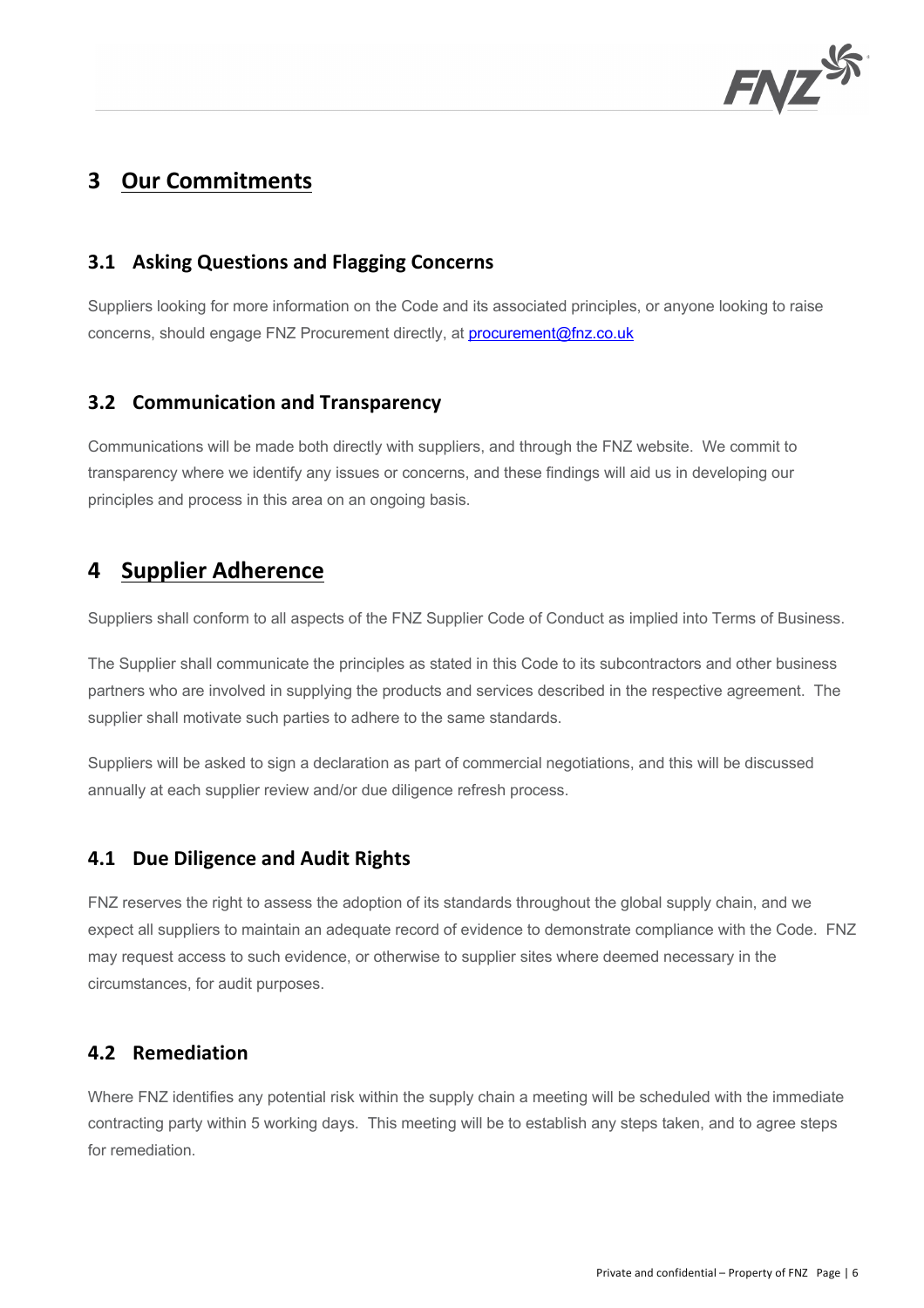# 3 Our Commitments

## 3.1 Asking Questions and Flagging Concerns

Suppliers looking for more information on the Code and its associated principles, or anyone looking to raise concerns, should engage FNZ Procurement directly, at procurement@fnz.co.uk

## 3.2 Communication and Transparency

Communications will be made both directly with suppliers, and through the FNZ website. We commit to transparency where we identify any issues or concerns, and these findings will aid us in developing our principles and process in this area on an ongoing basis.

# 4 Supplier Adherence

Suppliers shall conform to all aspects of the FNZ Supplier Code of Conduct as implied into Terms of Business.

The Supplier shall communicate the principles as stated in this Code to its subcontractors and other business partners who are involved in supplying the products and services described in the respective agreement. The supplier shall motivate such parties to adhere to the same standards.

Suppliers will be asked to sign a declaration as part of commercial negotiations, and this will be discussed annually at each supplier review and/or due diligence refresh process.

## 4.1 Due Diligence and Audit Rights

FNZ reserves the right to assess the adoption of its standards throughout the global supply chain, and we expect all suppliers to maintain an adequate record of evidence to demonstrate compliance with the Code. FNZ may request access to such evidence, or otherwise to supplier sites where deemed necessary in the circumstances, for audit purposes.

## 4.2 Remediation

Where FNZ identifies any potential risk within the supply chain a meeting will be scheduled with the immediate contracting party within 5 working days. This meeting will be to establish any steps taken, and to agree steps for remediation.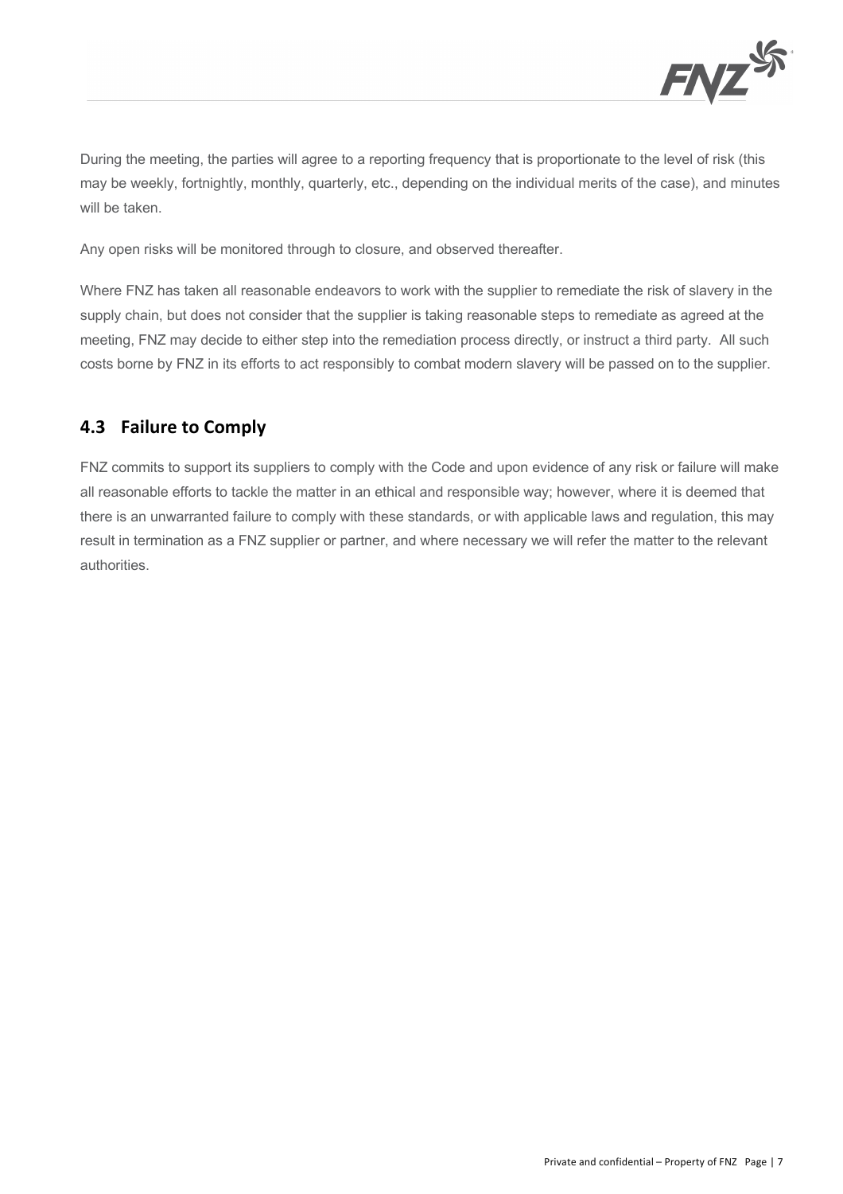During the meeting, the parties will agree to a reporting frequency that is proportionate to the level of risk (this may be weekly, fortnightly, monthly, quarterly, etc., depending on the individual merits of the case), and minutes will be taken.

Any open risks will be monitored through to closure, and observed thereafter.

Where FNZ has taken all reasonable endeavors to work with the supplier to remediate the risk of slavery in the supply chain, but does not consider that the supplier is taking reasonable steps to remediate as agreed at the meeting, FNZ may decide to either step into the remediation process directly, or instruct a third party. All such costs borne by FNZ in its efforts to act responsibly to combat modern slavery will be passed on to the supplier.

## 4.3 Failure to Comply

FNZ commits to support its suppliers to comply with the Code and upon evidence of any risk or failure will make all reasonable efforts to tackle the matter in an ethical and responsible way; however, where it is deemed that there is an unwarranted failure to comply with these standards, or with applicable laws and regulation, this may result in termination as a FNZ supplier or partner, and where necessary we will refer the matter to the relevant authorities.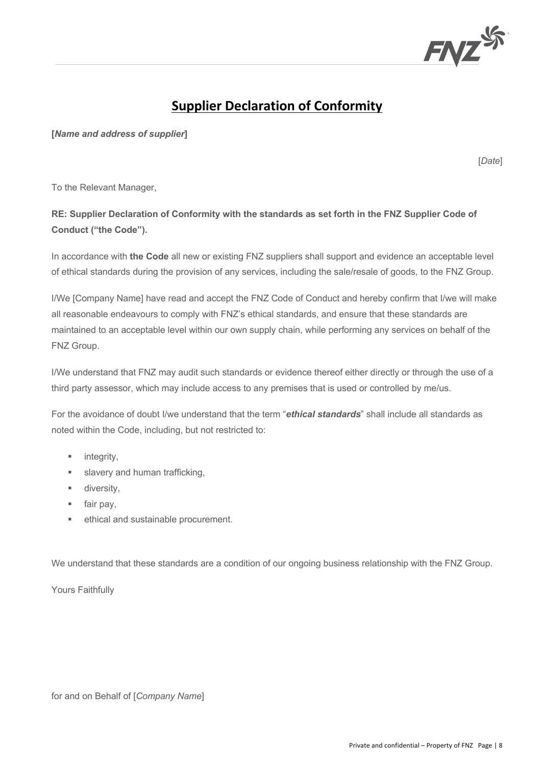# Supplier Declaration of Conformity

**[*Name and address of supplier*]**

[*Date*]

To the Relevant Manager,

**RE: Supplier Declaration of Conformity with the standards as set forth in the FNZ Supplier Code of Conduct ("the Code").**

In accordance with **the Code** all new or existing FNZ suppliers shall support and evidence an acceptable level of ethical standards during the provision of any services, including the sale/resale of goods, to the FNZ Group.

I/We [Company Name] have read and accept the FNZ Code of Conduct and hereby confirm that I/we will make all reasonable endeavours to comply with FNZ's ethical standards, and ensure that these standards are maintained to an acceptable level within our own supply chain, while performing any services on behalf of the FNZ Group.

I/We understand that FNZ may audit such standards or evidence thereof either directly or through the use of a third party assessor, which may include access to any premises that is used or controlled by me/us.

For the avoidance of doubt I/we understand that the term "***ethical standards***" shall include all standards as noted within the Code, including, but not restricted to:

- integrity,
- slavery and human trafficking,
- diversity,
- fair pay,
- ethical and sustainable procurement.

We understand that these standards are a condition of our ongoing business relationship with the FNZ Group.

Yours Faithfully

for and on Behalf of [*Company Name*]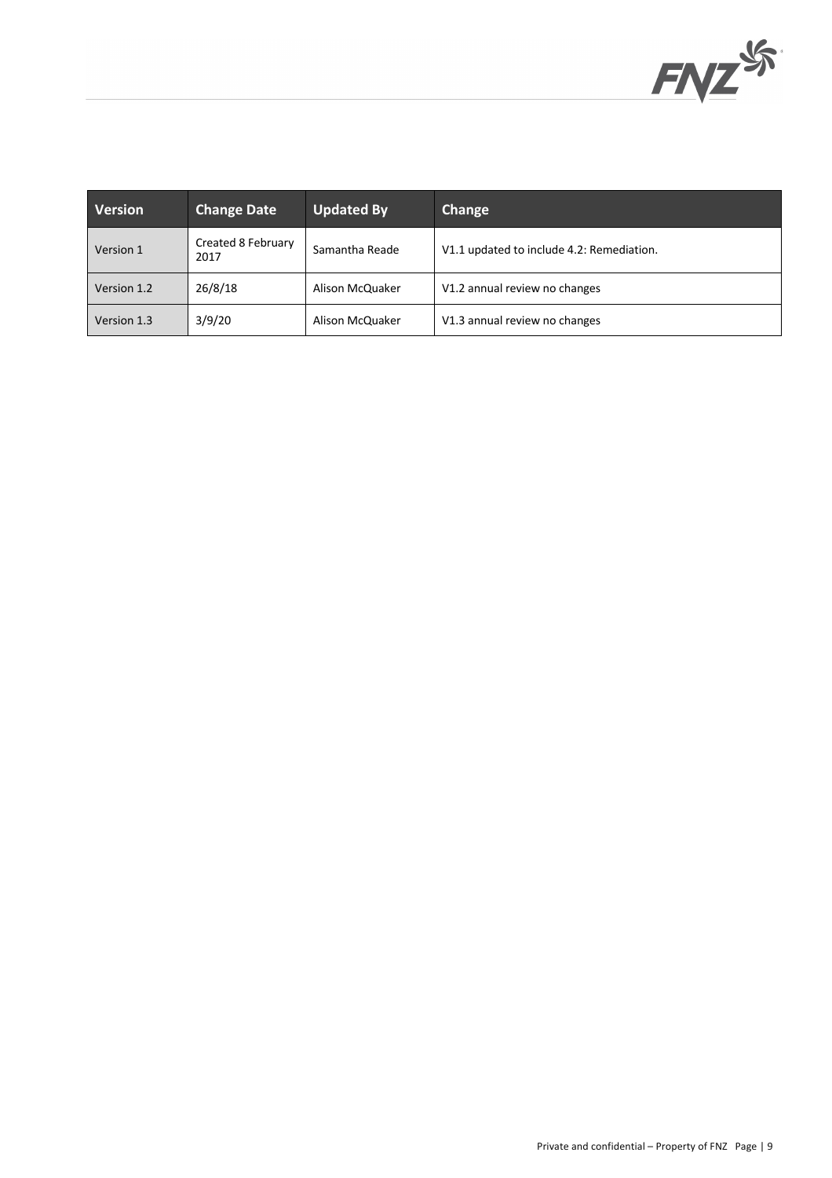| Version | Change Date | Updated By | Change |
|---|---|---|---|
| Version 1 | Created 8 February 2017 | Samantha Reade | V1.1 updated to include 4.2: Remediation. |
| Version 1.2 | 26/8/18 | Alison McQuaker | V1.2 annual review no changes |
| Version 1.3 | 3/9/20 | Alison McQuaker | V1.3 annual review no changes |